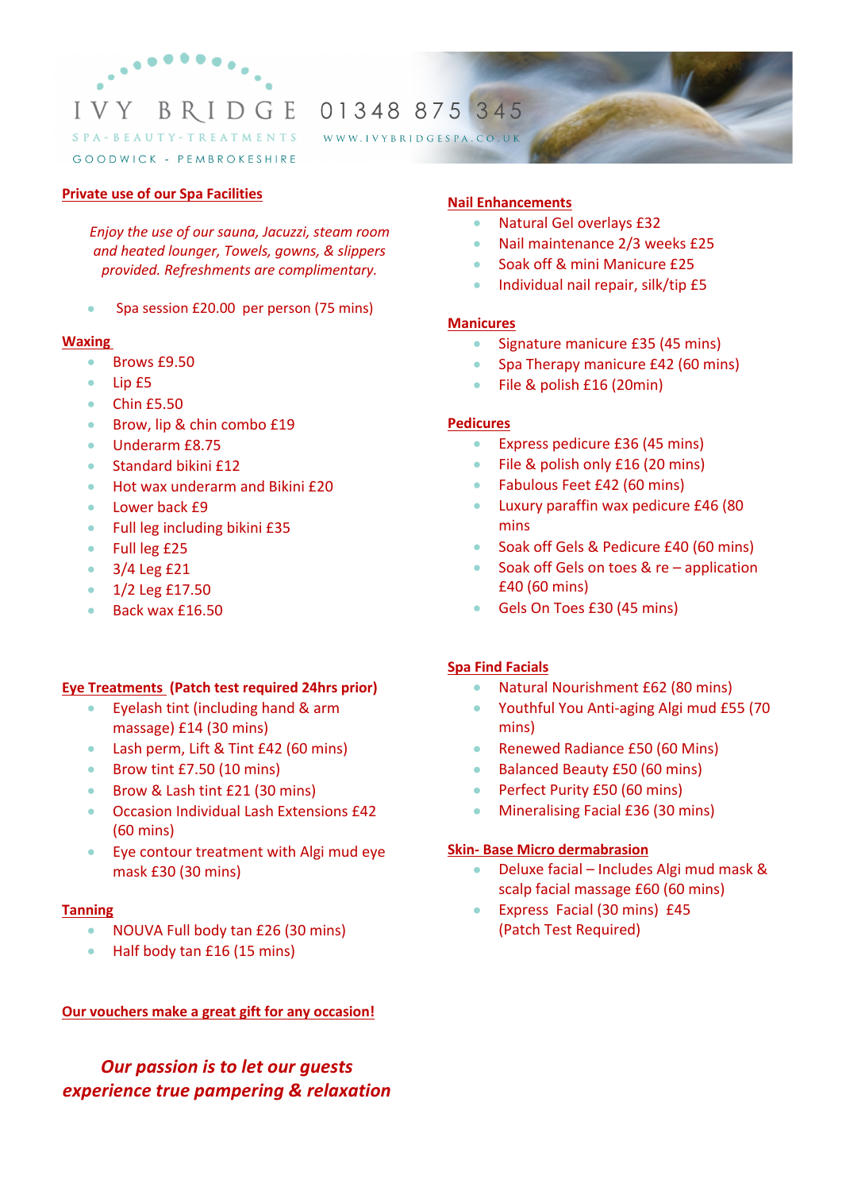IVY BRIDGE 01348 875 345

SPA - BEAUTY - TREATMENTS WWW.IVYBRIDGESPA.CO.UK

GOODWICK - PEMBROKESHIRE

## Private use of our Spa Facilities

*Enjoy the use of our sauna, Jacuzzi, steam room and heated lounger, Towels, gowns, & slippers provided. Refreshments are complimentary.*

- Spa session £20.00 per person (75 mins)

## Waxing

- Brows £9.50
- Lip £5
- Chin £5.50
- Brow, lip & chin combo £19
- Underarm £8.75
- Standard bikini £12
- Hot wax underarm and Bikini £20
- Lower back £9
- Full leg including bikini £35
- Full leg £25
- 3/4 Leg £21
- 1/2 Leg £17.50
- Back wax £16.50

## Eye Treatments (Patch test required 24hrs prior)

- Eyelash tint (including hand & arm massage) £14 (30 mins)
- Lash perm, Lift & Tint £42 (60 mins)
- Brow tint £7.50 (10 mins)
- Brow & Lash tint £21 (30 mins)
- Occasion Individual Lash Extensions £42 (60 mins)
- Eye contour treatment with Algi mud eye mask £30 (30 mins)

## Tanning

- NOUVA Full body tan £26 (30 mins)
- Half body tan £16 (15 mins)

## Our vouchers make a great gift for any occasion!

***Our passion is to let our guests experience true pampering & relaxation***

## Nail Enhancements

- Natural Gel overlays £32
- Nail maintenance 2/3 weeks £25
- Soak off & mini Manicure £25
- Individual nail repair, silk/tip £5

## Manicures

- Signature manicure £35 (45 mins)
- Spa Therapy manicure £42 (60 mins)
- File & polish £16 (20min)

## Pedicures

- Express pedicure £36 (45 mins)
- File & polish only £16 (20 mins)
- Fabulous Feet £42 (60 mins)
- Luxury paraffin wax pedicure £46 (80 mins
- Soak off Gels & Pedicure £40 (60 mins)
- Soak off Gels on toes & re – application £40 (60 mins)
- Gels On Toes £30 (45 mins)

## Spa Find Facials

- Natural Nourishment £62 (80 mins)
- Youthful You Anti-aging Algi mud £55 (70 mins)
- Renewed Radiance £50 (60 Mins)
- Balanced Beauty £50 (60 mins)
- Perfect Purity £50 (60 mins)
- Mineralising Facial £36 (30 mins)

## Skin- Base Micro dermabrasion

- Deluxe facial – Includes Algi mud mask & scalp facial massage £60 (60 mins)
- Express Facial (30 mins) £45
  (Patch Test Required)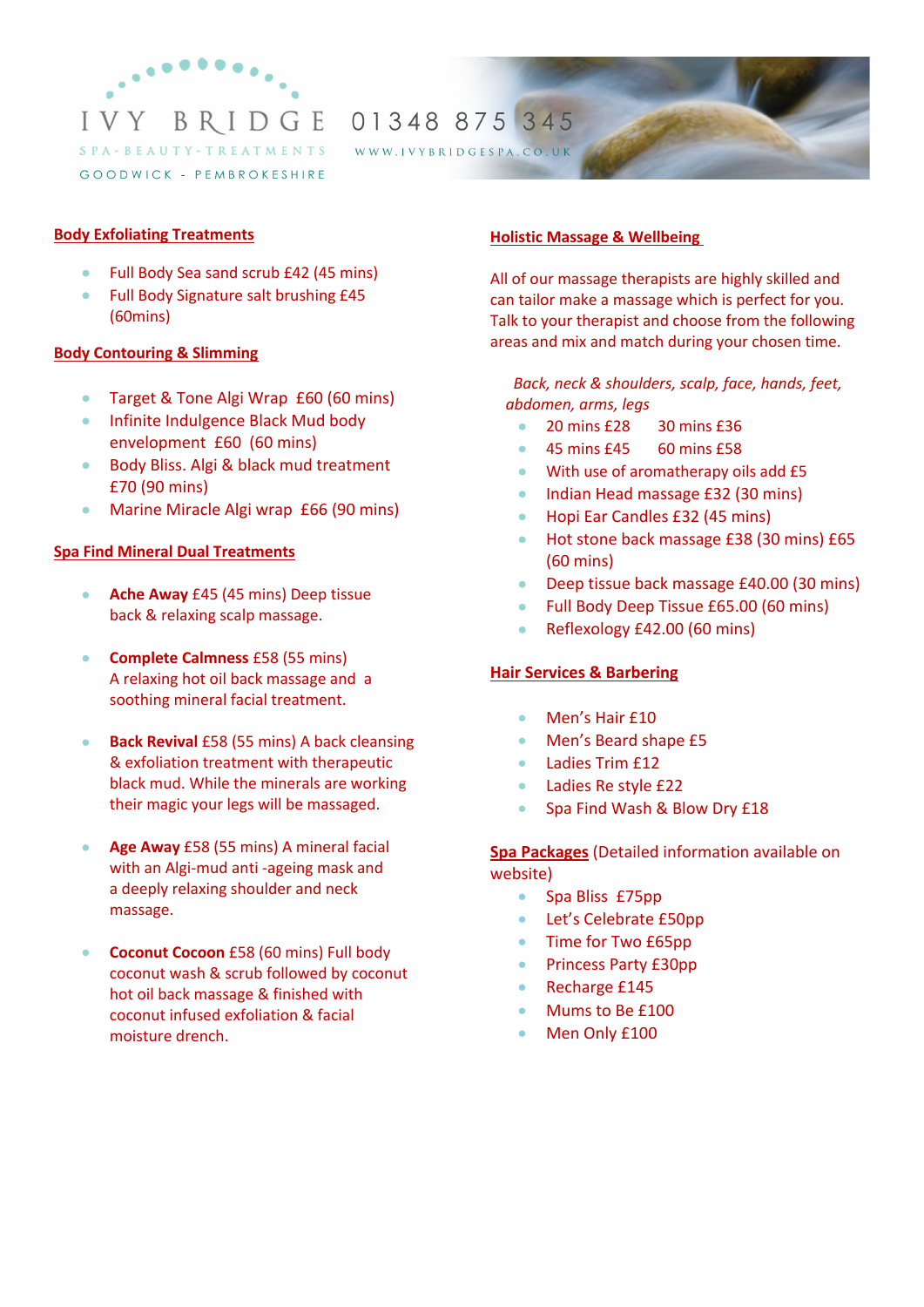IVY BRIDGE 01348 875 345

SPA - BEAUTY - TREATMENTS WWW.IVYBRIDGESPA.CO.UK

GOODWICK - PEMBROKESHIRE

## Body Exfoliating Treatments

- Full Body Sea sand scrub £42 (45 mins)
- Full Body Signature salt brushing £45 (60mins)

## Body Contouring & Slimming

- Target & Tone Algi Wrap £60 (60 mins)
- Infinite Indulgence Black Mud body envelopment £60 (60 mins)
- Body Bliss. Algi & black mud treatment £70 (90 mins)
- Marine Miracle Algi wrap £66 (90 mins)

## Spa Find Mineral Dual Treatments

- **Ache Away** £45 (45 mins) Deep tissue back & relaxing scalp massage.
- **Complete Calmness** £58 (55 mins) A relaxing hot oil back massage and a soothing mineral facial treatment.
- **Back Revival** £58 (55 mins) A back cleansing & exfoliation treatment with therapeutic black mud. While the minerals are working their magic your legs will be massaged.
- **Age Away** £58 (55 mins) A mineral facial with an Algi-mud anti -ageing mask and a deeply relaxing shoulder and neck massage.
- **Coconut Cocoon** £58 (60 mins) Full body coconut wash & scrub followed by coconut hot oil back massage & finished with coconut infused exfoliation & facial moisture drench.

## Holistic Massage & Wellbeing

All of our massage therapists are highly skilled and can tailor make a massage which is perfect for you. Talk to your therapist and choose from the following areas and mix and match during your chosen time.

*Back, neck & shoulders, scalp, face, hands, feet, abdomen, arms, legs*

- 20 mins £28 30 mins £36
- 45 mins £45 60 mins £58
- With use of aromatherapy oils add £5
- Indian Head massage £32 (30 mins)
- Hopi Ear Candles £32 (45 mins)
- Hot stone back massage £38 (30 mins) £65 (60 mins)
- Deep tissue back massage £40.00 (30 mins)
- Full Body Deep Tissue £65.00 (60 mins)
- Reflexology £42.00 (60 mins)

## Hair Services & Barbering

- Men's Hair £10
- Men's Beard shape £5
- Ladies Trim £12
- Ladies Re style £22
- Spa Find Wash & Blow Dry £18

## Spa Packages (Detailed information available on website)

- Spa Bliss £75pp
- Let's Celebrate £50pp
- Time for Two £65pp
- Princess Party £30pp
- Recharge £145
- Mums to Be £100
- Men Only £100